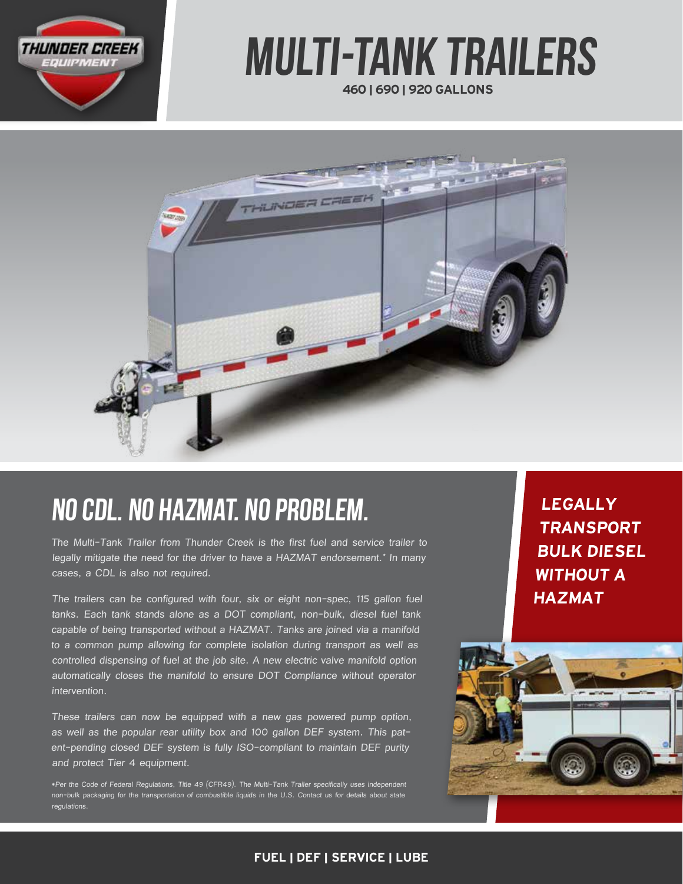THUNDER CREEK EQUIPMENT

# MULTI-TANK TRAILERS

**460 | 690 | 920 GALLONS**

## NO CDL. NO HAZMAT. NO PROBLEM.

*The Multi-Tank Trailer from Thunder Creek is the first fuel and service trailer to legally mitigate the need for the driver to have a HAZMAT endorsement.\* In many cases, a CDL is also not required.*

*The trailers can be configured with four, six or eight non-spec, 115 gallon fuel tanks. Each tank stands alone as a DOT compliant, non-bulk, diesel fuel tank capable of being transported without a HAZMAT. Tanks are joined via a manifold to a common pump allowing for complete isolation during transport as well as controlled dispensing of fuel at the job site. A new electric valve manifold option automatically closes the manifold to ensure DOT Compliance without operator intervention.*

*These trailers can now be equipped with a new gas powered pump option, as well as the popular rear utility box and 100 gallon DEF system. This patent-pending closed DEF system is fully ISO-compliant to maintain DEF purity and protect Tier 4 equipment.*

*\*Per the Code of Federal Regulations, Title 49 (CFR49). The Multi-Tank Trailer specifically uses independent non-bulk packaging for the transportation of combustible liquids in the U.S. Contact us for details about state regulations.*

***LEGALLY TRANSPORT BULK DIESEL WITHOUT A HAZMAT***

**FUEL | DEF | SERVICE | LUBE**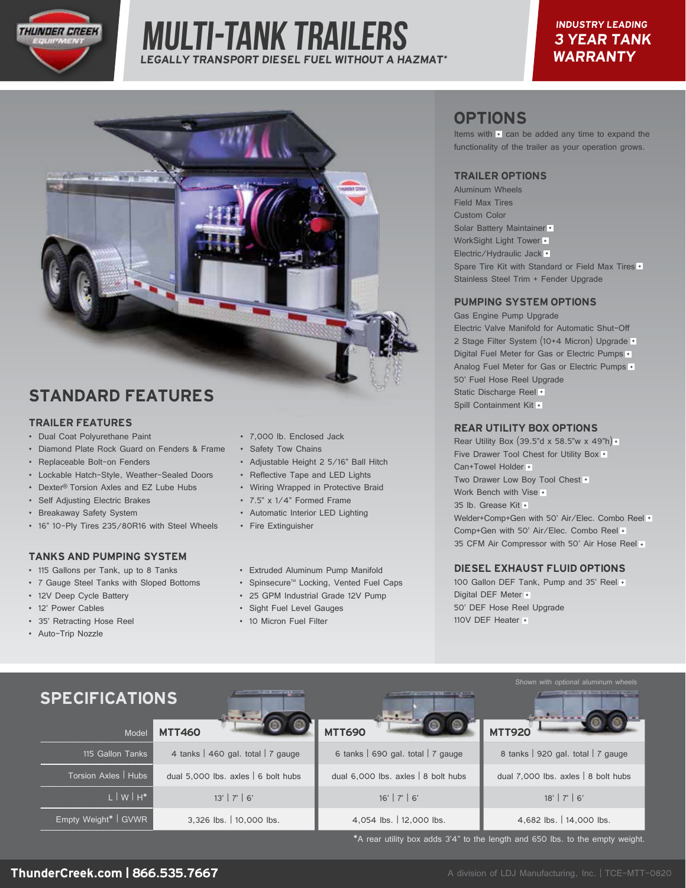# MULTI-TANK TRAILERS

**LEGALLY TRANSPORT DIESEL FUEL WITHOUT A HAZMAT***

**INDUSTRY LEADING 3 YEAR TANK WARRANTY**

## STANDARD FEATURES

### TRAILER FEATURES

- Dual Coat Polyurethane Paint
- Diamond Plate Rock Guard on Fenders & Frame
- Replaceable Bolt-on Fenders
- Lockable Hatch-Style, Weather-Sealed Doors
- Dexter® Torsion Axles and EZ Lube Hubs
- Self Adjusting Electric Brakes
- Breakaway Safety System
- 16" 10-Ply Tires 235/80R16 with Steel Wheels
- 7,000 lb. Enclosed Jack
- Safety Tow Chains
- Adjustable Height 2 5/16" Ball Hitch
- Reflective Tape and LED Lights
- Wiring Wrapped in Protective Braid
- 7.5" x 1/4" Formed Frame
- Automatic Interior LED Lighting
- Fire Extinguisher

### TANKS AND PUMPING SYSTEM

- 115 Gallons per Tank, up to 8 Tanks
- 7 Gauge Steel Tanks with Sloped Bottoms
- 12V Deep Cycle Battery
- 12' Power Cables
- 35' Retracting Hose Reel
- Auto-Trip Nozzle
- Extruded Aluminum Pump Manifold
- Spinsecure™ Locking, Vented Fuel Caps
- 25 GPM Industrial Grade 12V Pump
- Sight Fuel Level Gauges
- 10 Micron Fuel Filter

## OPTIONS

Items with + can be added any time to expand the functionality of the trailer as your operation grows.

### TRAILER OPTIONS

Aluminum Wheels
Field Max Tires
Custom Color
Solar Battery Maintainer +
WorkSight Light Tower +
Electric/Hydraulic Jack +
Spare Tire Kit with Standard or Field Max Tires +
Stainless Steel Trim + Fender Upgrade

### PUMPING SYSTEM OPTIONS

Gas Engine Pump Upgrade
Electric Valve Manifold for Automatic Shut-Off
2 Stage Filter System (10+4 Micron) Upgrade +
Digital Fuel Meter for Gas or Electric Pumps +
Analog Fuel Meter for Gas or Electric Pumps +
50' Fuel Hose Reel Upgrade
Static Discharge Reel +
Spill Containment Kit +

### REAR UTILITY BOX OPTIONS

Rear Utility Box (39.5"d x 58.5"w x 49"h) +
Five Drawer Tool Chest for Utility Box +
Can+Towel Holder +
Two Drawer Low Boy Tool Chest +
Work Bench with Vise +
35 lb. Grease Kit +
Welder+Comp+Gen with 50' Air/Elec. Combo Reel +
Comp+Gen with 50' Air/Elec. Combo Reel +
35 CFM Air Compressor with 50' Air Hose Reel +

### DIESEL EXHAUST FLUID OPTIONS

100 Gallon DEF Tank, Pump and 35' Reel +
Digital DEF Meter +
50' DEF Hose Reel Upgrade
110V DEF Heater +

## SPECIFICATIONS

*Shown with optional aluminum wheels*

| Model | MTT460 | MTT690 | MTT920 |
|---|---|---|---|
| 115 Gallon Tanks | 4 tanks \| 460 gal. total \| 7 gauge | 6 tanks \| 690 gal. total \| 7 gauge | 8 tanks \| 920 gal. total \| 7 gauge |
| Torsion Axles \| Hubs | dual 5,000 lbs. axles \| 6 bolt hubs | dual 6,000 lbs. axles \| 8 bolt hubs | dual 7,000 lbs. axles \| 8 bolt hubs |
| L \| W \| H* | 13' \| 7' \| 6' | 16' \| 7' \| 6' | 18' \| 7' \| 6' |
| Empty Weight* \| GVWR | 3,326 lbs. \| 10,000 lbs. | 4,054 lbs. \| 12,000 lbs. | 4,682 lbs. \| 14,000 lbs. |

*A rear utility box adds 3'4" to the length and 650 lbs. to the empty weight.

**ThunderCreek.com | 866.535.7667**

A division of LDJ Manufacturing, Inc. | TCE-MTT-0820